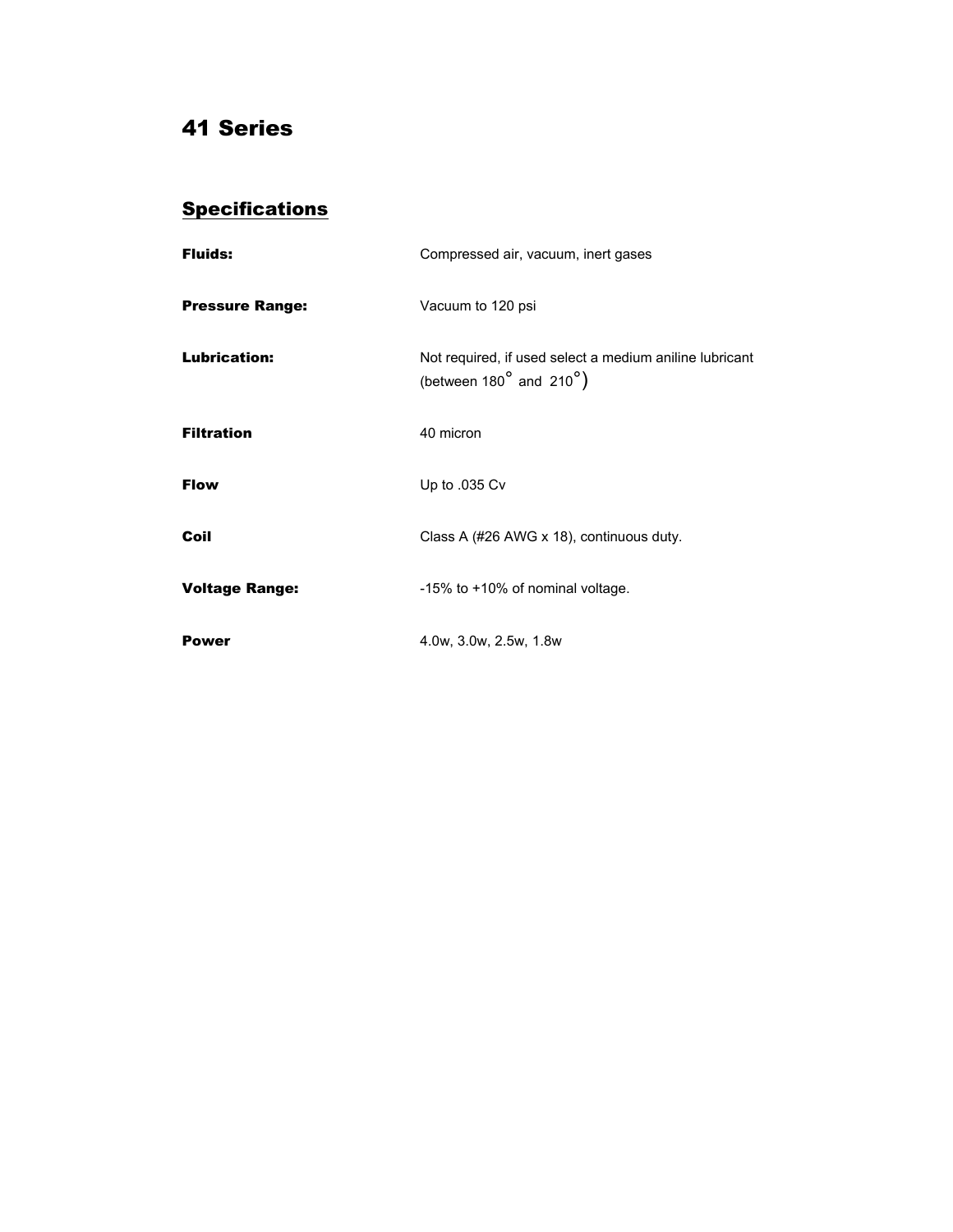# 41 Series

## Specifications

| | |
|---|---|
| **Fluids:** | Compressed air, vacuum, inert gases |
| **Pressure Range:** | Vacuum to 120 psi |
| **Lubrication:** | Not required, if used select a medium aniline lubricant (between 180° and 210°) |
| **Filtration** | 40 micron |
| **Flow** | Up to .035 Cv |
| **Coil** | Class A (#26 AWG x 18), continuous duty. |
| **Voltage Range:** | -15% to +10% of nominal voltage. |
| **Power** | 4.0w, 3.0w, 2.5w, 1.8w |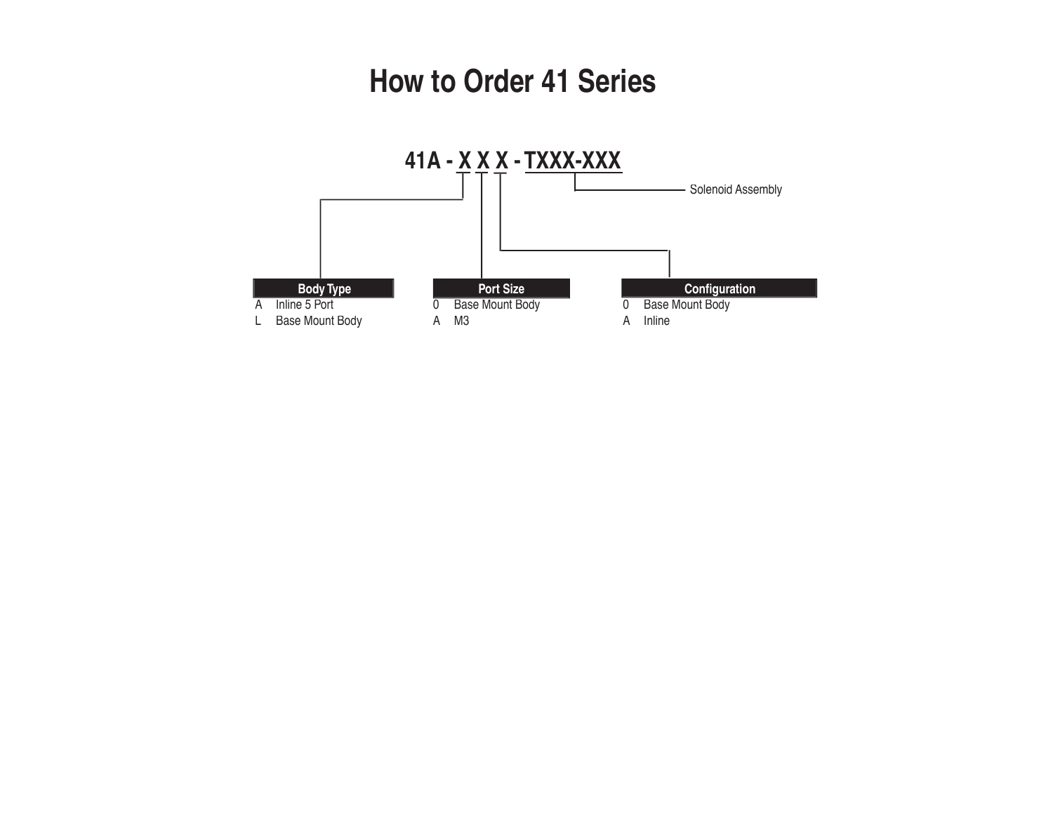# How to Order 41 Series

**41A - X X X - TXXX-XXX**

- TXXX-XXX: Solenoid Assembly

| Body Type | |
|---|---|
| A | Inline 5 Port |
| L | Base Mount Body |

| Port Size | |
|---|---|
| 0 | Base Mount Body |
| A | M3 |

| Configuration | |
|---|---|
| 0 | Base Mount Body |
| A | Inline |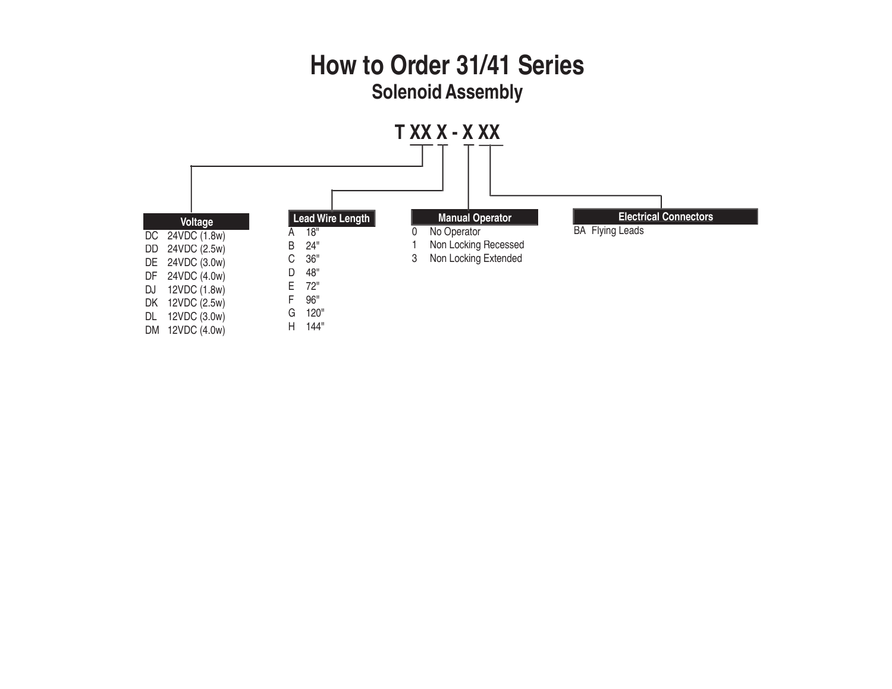# How to Order 31/41 Series

## Solenoid Assembly

**T XX X - X XX**

- XX = Voltage
- X = Lead Wire Length
- X = Manual Operator
- XX = Electrical Connectors

**Voltage**

| Code | Voltage |
|---|---|
| DC | 24VDC (1.8w) |
| DD | 24VDC (2.5w) |
| DE | 24VDC (3.0w) |
| DF | 24VDC (4.0w) |
| DJ | 12VDC (1.8w) |
| DK | 12VDC (2.5w) |
| DL | 12VDC (3.0w) |
| DM | 12VDC (4.0w) |

**Lead Wire Length**

| Code | Length |
|---|---|
| A | 18" |
| B | 24" |
| C | 36" |
| D | 48" |
| E | 72" |
| F | 96" |
| G | 120" |
| H | 144" |

**Manual Operator**

| Code | Manual Operator |
|---|---|
| 0 | No Operator |
| 1 | Non Locking Recessed |
| 3 | Non Locking Extended |

**Electrical Connectors**

| Code | Electrical Connectors |
|---|---|
| BA | Flying Leads |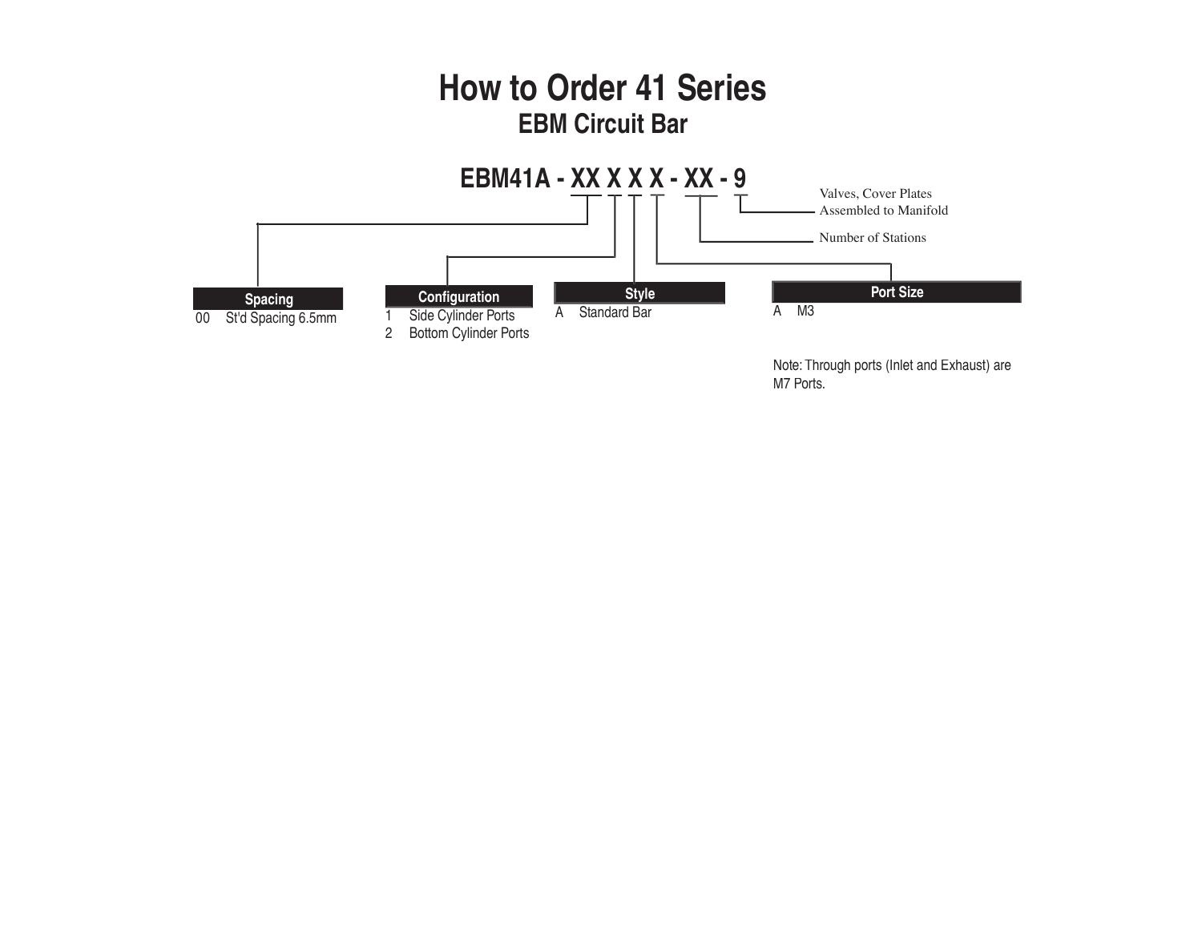# How to Order 41 Series

## EBM Circuit Bar

**EBM41A - XX X X X - XX - 9**

- XX — Spacing
- X — Configuration
- X — Style
- X — Port Size
- XX — Number of Stations
- 9 — Valves, Cover Plates Assembled to Manifold

| Spacing | |
|---|---|
| 00 | St'd Spacing 6.5mm |

| Configuration | |
|---|---|
| 1 | Side Cylinder Ports |
| 2 | Bottom Cylinder Ports |

| Style | |
|---|---|
| A | Standard Bar |

| Port Size | |
|---|---|
| A | M3 |

Note: Through ports (Inlet and Exhaust) are M7 Ports.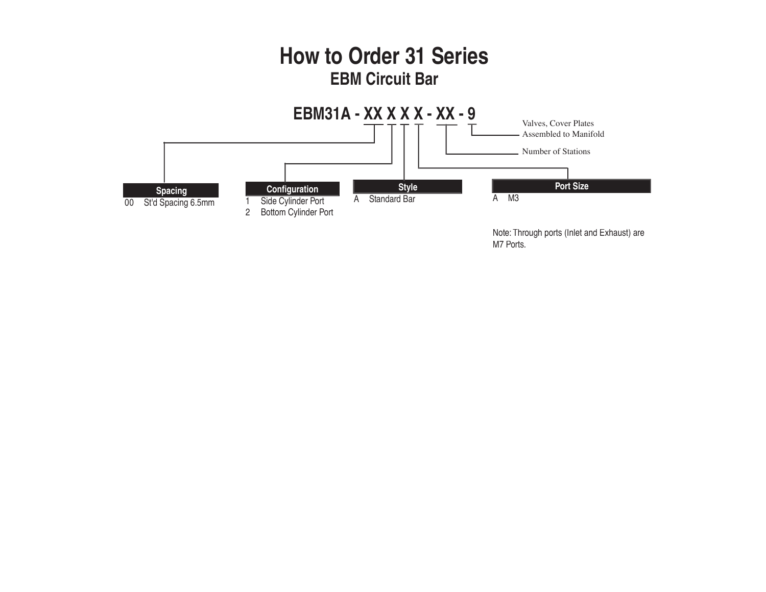# How to Order 31 Series

## EBM Circuit Bar

**EBM31A - XX X X X - XX - 9**

- XX — Spacing
- X — Configuration
- X — Style
- X — Port Size
- XX — Number of Stations
- 9 — Valves, Cover Plates Assembled to Manifold

| Spacing | |
|---|---|
| 00 | St'd Spacing 6.5mm |

| Configuration | |
|---|---|
| 1 | Side Cylinder Port |
| 2 | Bottom Cylinder Port |

| Style | |
|---|---|
| A | Standard Bar |

| Port Size | |
|---|---|
| A | M3 |

Note: Through ports (Inlet and Exhaust) are M7 Ports.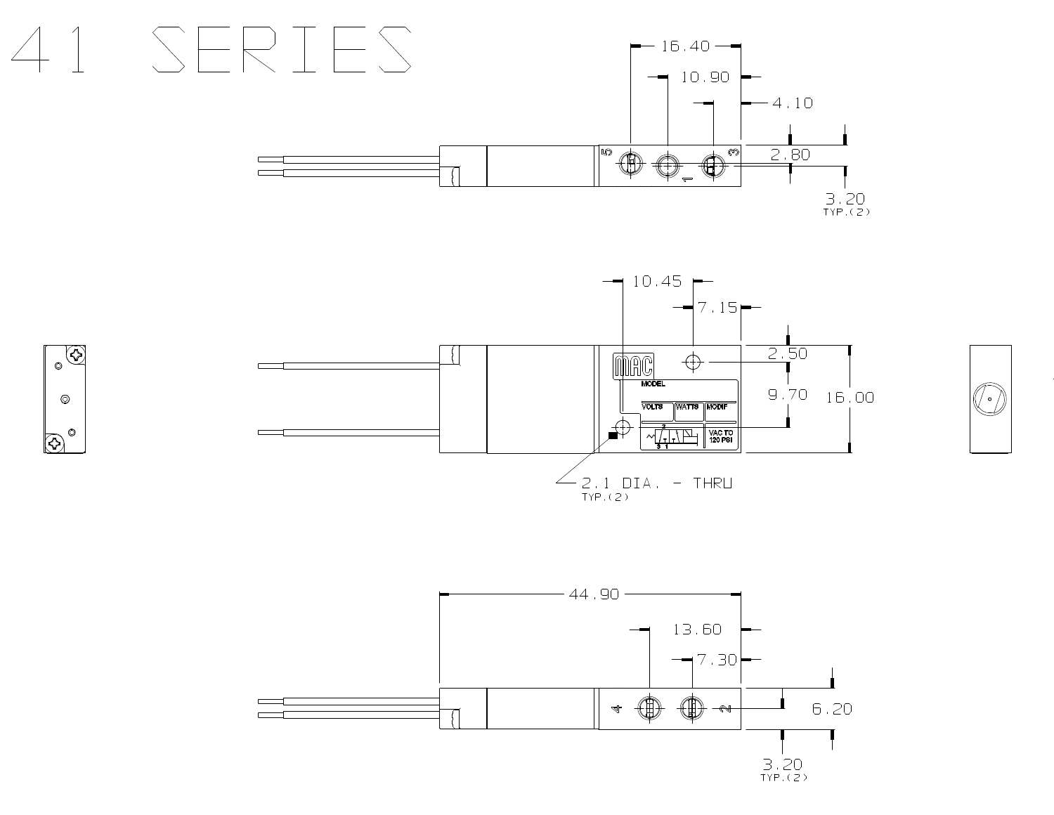# 41 SERIES

16.40

10.90

4.10

5

1

3

2.80

3.20
TYP.(2)

10.45

7.15

MAC

MODEL

VOLTS | WATTS | MODIF

VAC TO
120 PSI

2.50

9.70

16.00

2.1 DIA. - THRU
TYP.(2)

44.90

13.60

7.30

4

2

6.20

3.20
TYP.(2)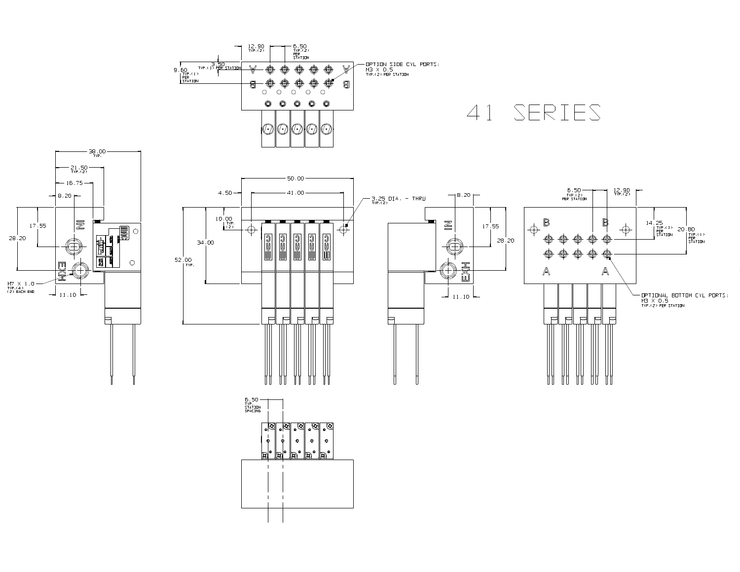# 41 SERIES

OPTION SIDE CYL PORTS: M3 X 0.5 TYP.(2) PER STATION

OPTIONAL BOTTOM CYL PORTS: M3 X 0.5 TYP.(2) PER STATION

3.25 DIA. - THRU TYP.(2)

M7 X 1.0 TYP.(4) (2) EACH END

6.50 TYP. STATION SPACING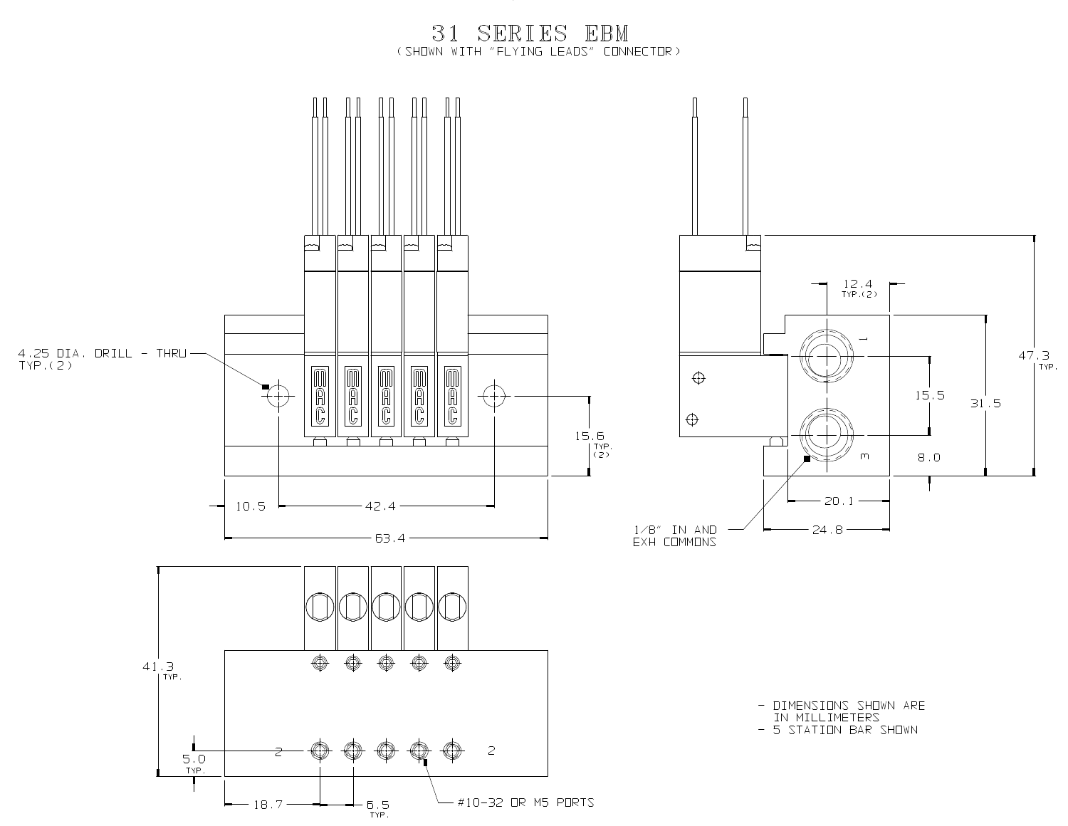# 31 SERIES EBM

(SHOWN WITH "FLYING LEADS" CONNECTOR)

4.25 DIA. DRILL - THRU
TYP.(2)

15.6
TYP.
(2)

10.5

42.4

63.4

12.4
TYP.(2)

15.5

31.5

47.3
TYP.

8.0

20.1

24.8

1/8" IN AND
EXH COMMONS

41.3
TYP.

5.0
TYP.

2

2

18.7

6.5
TYP.

#10-32 OR M5 PORTS

- DIMENSIONS SHOWN ARE IN MILLIMETERS
- 5 STATION BAR SHOWN